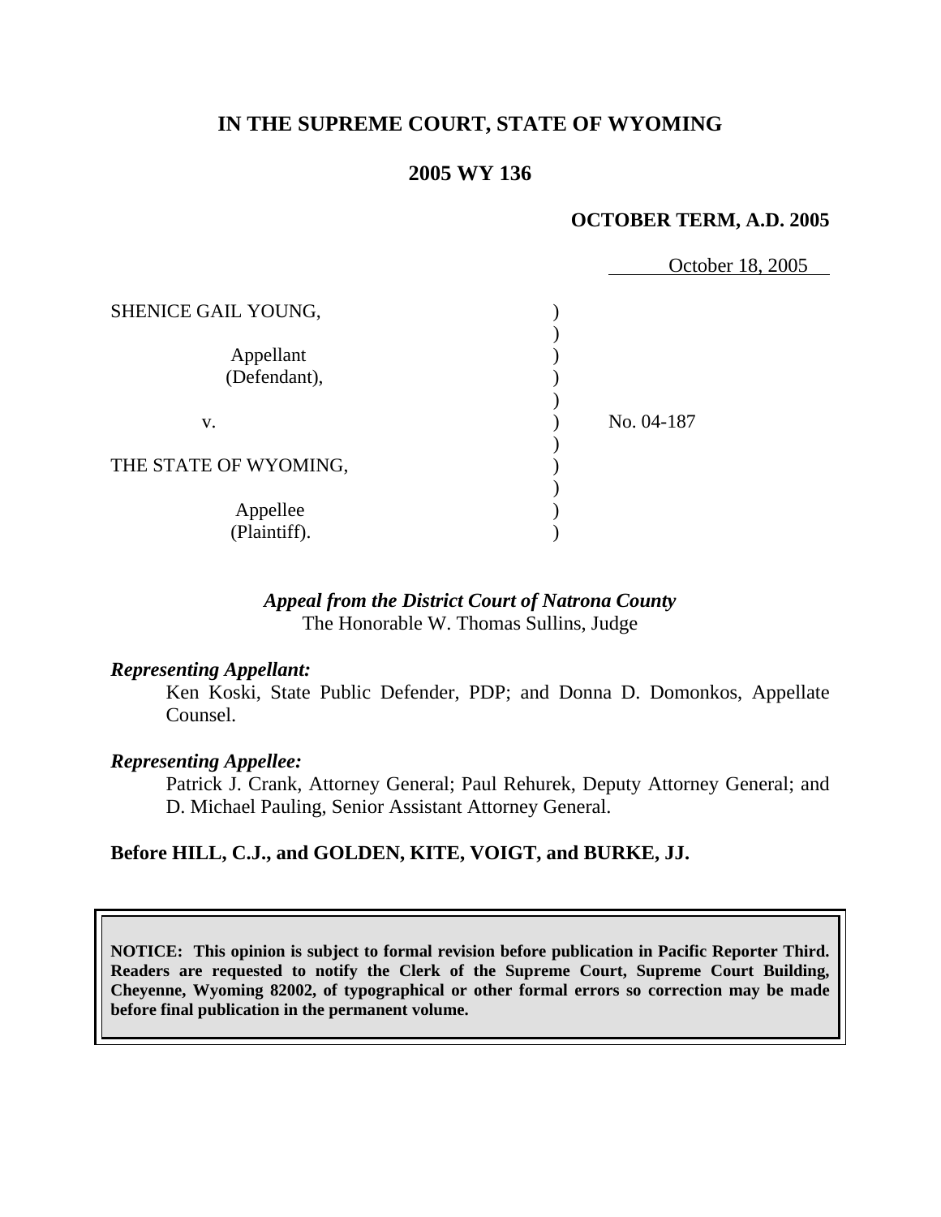# IN THE SUPREME COURT, STATE OF WYOMING

## 2005 WY 136

**OCTOBER TERM, A.D. 2005**

October 18, 2005

| | | |
|---|---|---|
| SHENICE GAIL YOUNG, | ) | |
| Appellant (Defendant), | ) | |
| v. | ) | No. 04-187 |
| THE STATE OF WYOMING, | ) | |
| Appellee (Plaintiff). | ) | |

***Appeal from the District Court of Natrona County***
The Honorable W. Thomas Sullins, Judge

***Representing Appellant:***
Ken Koski, State Public Defender, PDP; and Donna D. Domonkos, Appellate Counsel.

***Representing Appellee:***
Patrick J. Crank, Attorney General; Paul Rehurek, Deputy Attorney General; and D. Michael Pauling, Senior Assistant Attorney General.

**Before HILL, C.J., and GOLDEN, KITE, VOIGT, and BURKE, JJ.**

**NOTICE: This opinion is subject to formal revision before publication in Pacific Reporter Third. Readers are requested to notify the Clerk of the Supreme Court, Supreme Court Building, Cheyenne, Wyoming 82002, of typographical or other formal errors so correction may be made before final publication in the permanent volume.**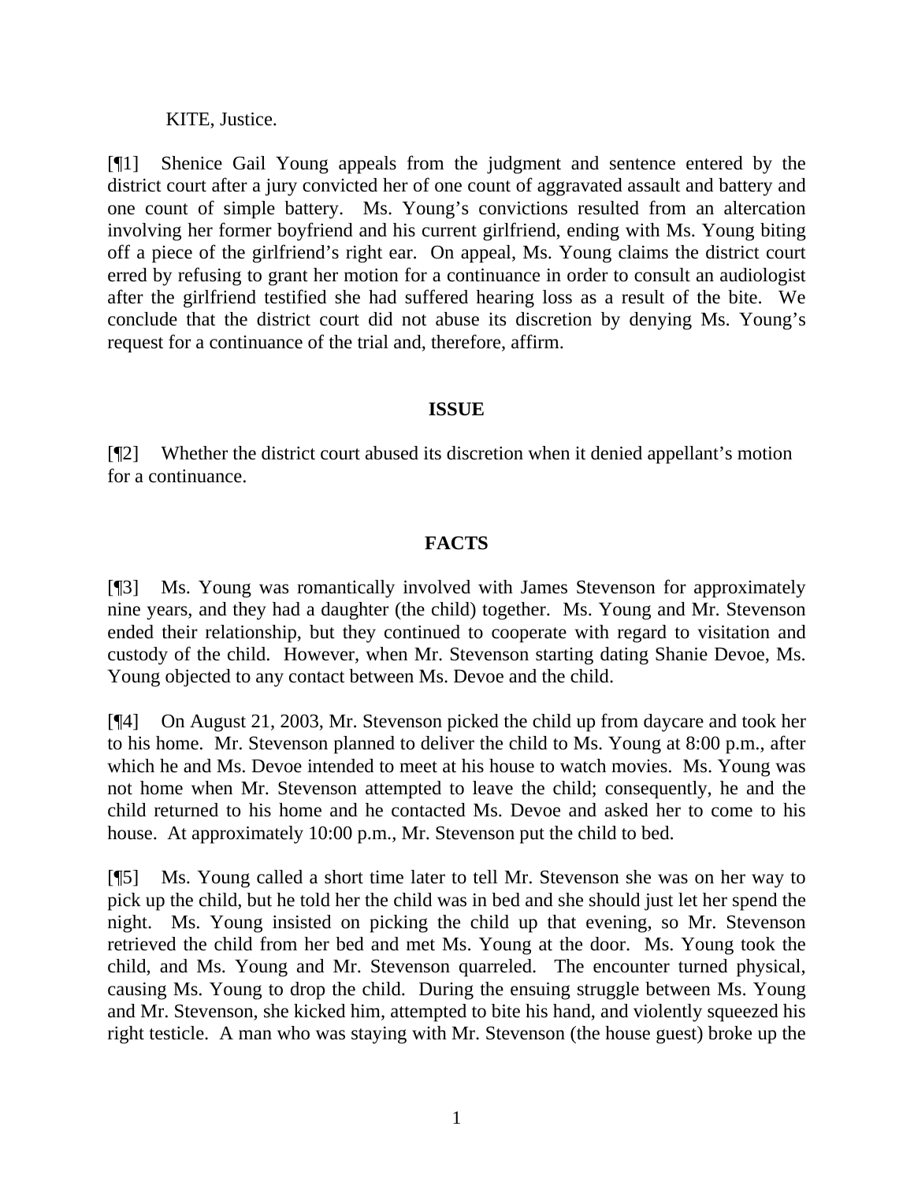KITE, Justice.

[¶1] Shenice Gail Young appeals from the judgment and sentence entered by the district court after a jury convicted her of one count of aggravated assault and battery and one count of simple battery. Ms. Young's convictions resulted from an altercation involving her former boyfriend and his current girlfriend, ending with Ms. Young biting off a piece of the girlfriend's right ear. On appeal, Ms. Young claims the district court erred by refusing to grant her motion for a continuance in order to consult an audiologist after the girlfriend testified she had suffered hearing loss as a result of the bite. We conclude that the district court did not abuse its discretion by denying Ms. Young's request for a continuance of the trial and, therefore, affirm.

## ISSUE

[¶2] Whether the district court abused its discretion when it denied appellant's motion for a continuance.

## FACTS

[¶3] Ms. Young was romantically involved with James Stevenson for approximately nine years, and they had a daughter (the child) together. Ms. Young and Mr. Stevenson ended their relationship, but they continued to cooperate with regard to visitation and custody of the child. However, when Mr. Stevenson starting dating Shanie Devoe, Ms. Young objected to any contact between Ms. Devoe and the child.

[¶4] On August 21, 2003, Mr. Stevenson picked the child up from daycare and took her to his home. Mr. Stevenson planned to deliver the child to Ms. Young at 8:00 p.m., after which he and Ms. Devoe intended to meet at his house to watch movies. Ms. Young was not home when Mr. Stevenson attempted to leave the child; consequently, he and the child returned to his home and he contacted Ms. Devoe and asked her to come to his house. At approximately 10:00 p.m., Mr. Stevenson put the child to bed.

[¶5] Ms. Young called a short time later to tell Mr. Stevenson she was on her way to pick up the child, but he told her the child was in bed and she should just let her spend the night. Ms. Young insisted on picking the child up that evening, so Mr. Stevenson retrieved the child from her bed and met Ms. Young at the door. Ms. Young took the child, and Ms. Young and Mr. Stevenson quarreled. The encounter turned physical, causing Ms. Young to drop the child. During the ensuing struggle between Ms. Young and Mr. Stevenson, she kicked him, attempted to bite his hand, and violently squeezed his right testicle. A man who was staying with Mr. Stevenson (the house guest) broke up the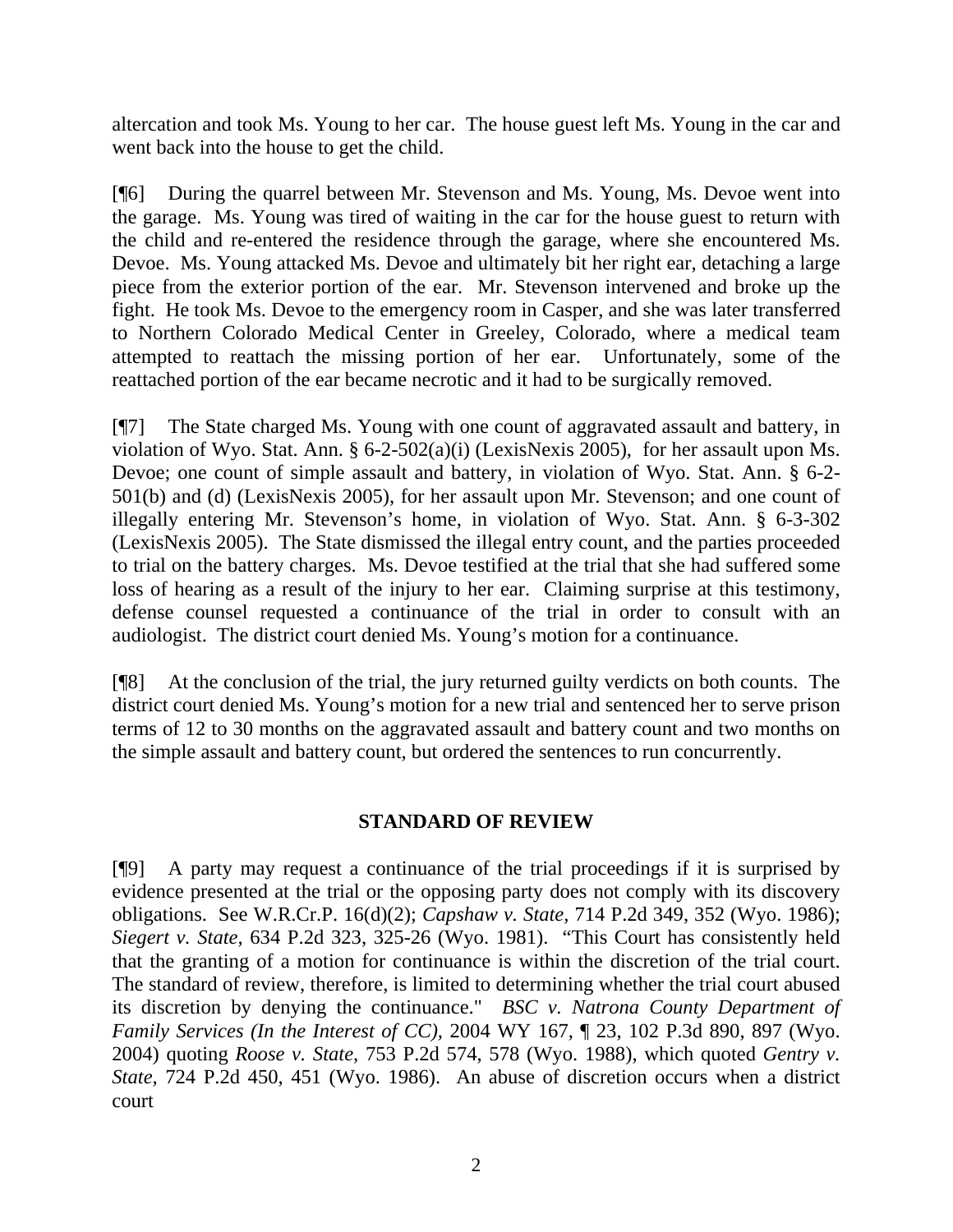altercation and took Ms. Young to her car. The house guest left Ms. Young in the car and went back into the house to get the child.

[¶6] During the quarrel between Mr. Stevenson and Ms. Young, Ms. Devoe went into the garage. Ms. Young was tired of waiting in the car for the house guest to return with the child and re-entered the residence through the garage, where she encountered Ms. Devoe. Ms. Young attacked Ms. Devoe and ultimately bit her right ear, detaching a large piece from the exterior portion of the ear. Mr. Stevenson intervened and broke up the fight. He took Ms. Devoe to the emergency room in Casper, and she was later transferred to Northern Colorado Medical Center in Greeley, Colorado, where a medical team attempted to reattach the missing portion of her ear. Unfortunately, some of the reattached portion of the ear became necrotic and it had to be surgically removed.

[¶7] The State charged Ms. Young with one count of aggravated assault and battery, in violation of Wyo. Stat. Ann. § 6-2-502(a)(i) (LexisNexis 2005), for her assault upon Ms. Devoe; one count of simple assault and battery, in violation of Wyo. Stat. Ann. § 6-2-501(b) and (d) (LexisNexis 2005), for her assault upon Mr. Stevenson; and one count of illegally entering Mr. Stevenson's home, in violation of Wyo. Stat. Ann. § 6-3-302 (LexisNexis 2005). The State dismissed the illegal entry count, and the parties proceeded to trial on the battery charges. Ms. Devoe testified at the trial that she had suffered some loss of hearing as a result of the injury to her ear. Claiming surprise at this testimony, defense counsel requested a continuance of the trial in order to consult with an audiologist. The district court denied Ms. Young's motion for a continuance.

[¶8] At the conclusion of the trial, the jury returned guilty verdicts on both counts. The district court denied Ms. Young's motion for a new trial and sentenced her to serve prison terms of 12 to 30 months on the aggravated assault and battery count and two months on the simple assault and battery count, but ordered the sentences to run concurrently.

## STANDARD OF REVIEW

[¶9] A party may request a continuance of the trial proceedings if it is surprised by evidence presented at the trial or the opposing party does not comply with its discovery obligations. See W.R.Cr.P. 16(d)(2); *Capshaw v. State*, 714 P.2d 349, 352 (Wyo. 1986); *Siegert v. State*, 634 P.2d 323, 325-26 (Wyo. 1981). "This Court has consistently held that the granting of a motion for continuance is within the discretion of the trial court. The standard of review, therefore, is limited to determining whether the trial court abused its discretion by denying the continuance." *BSC v. Natrona County Department of Family Services (In the Interest of CC)*, 2004 WY 167, ¶ 23, 102 P.3d 890, 897 (Wyo. 2004) quoting *Roose v. State*, 753 P.2d 574, 578 (Wyo. 1988), which quoted *Gentry v. State*, 724 P.2d 450, 451 (Wyo. 1986). An abuse of discretion occurs when a district court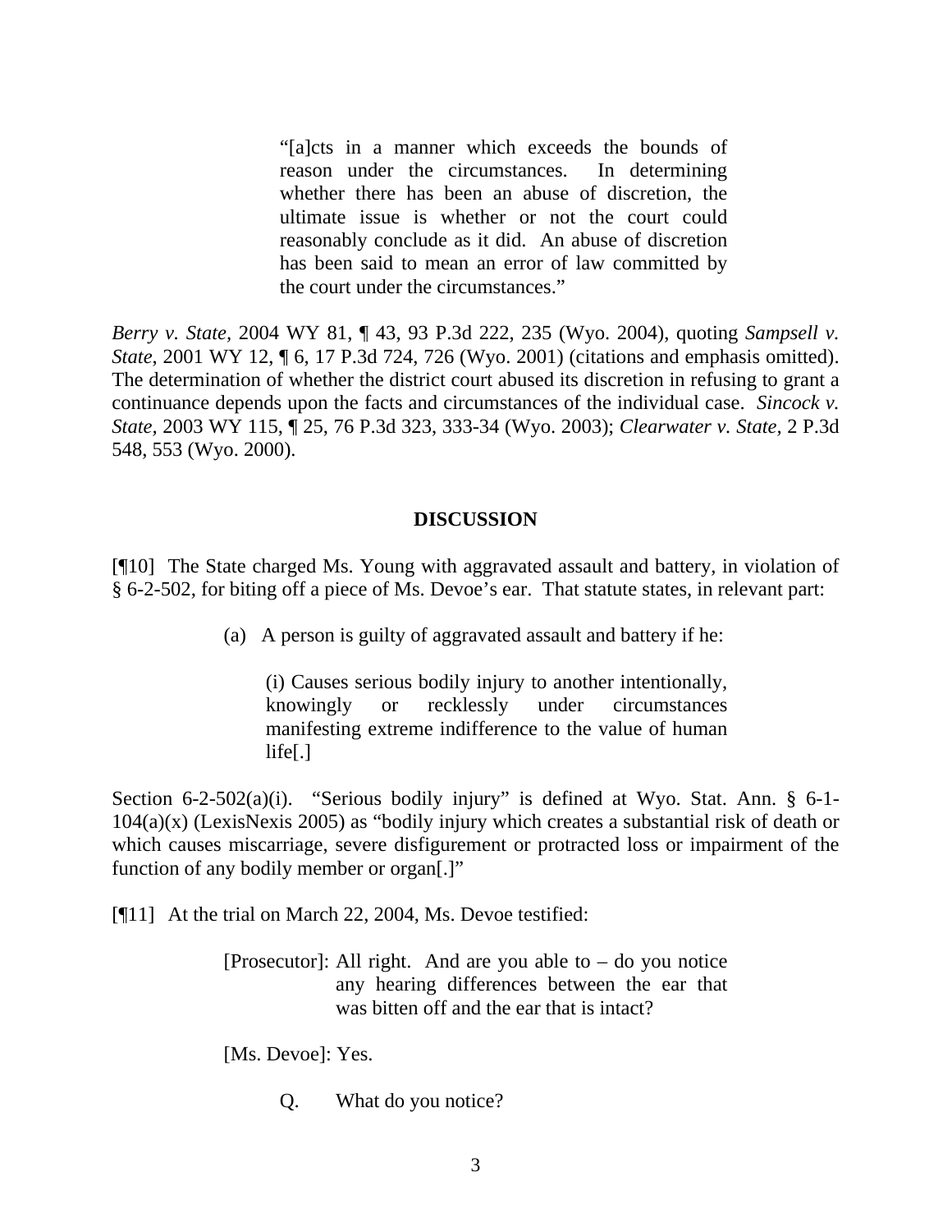> "[a]cts in a manner which exceeds the bounds of reason under the circumstances. In determining whether there has been an abuse of discretion, the ultimate issue is whether or not the court could reasonably conclude as it did. An abuse of discretion has been said to mean an error of law committed by the court under the circumstances."

*Berry v. State*, 2004 WY 81, ¶ 43, 93 P.3d 222, 235 (Wyo. 2004), quoting *Sampsell v. State*, 2001 WY 12, ¶ 6, 17 P.3d 724, 726 (Wyo. 2001) (citations and emphasis omitted). The determination of whether the district court abused its discretion in refusing to grant a continuance depends upon the facts and circumstances of the individual case. *Sincock v. State*, 2003 WY 115, ¶ 25, 76 P.3d 323, 333-34 (Wyo. 2003); *Clearwater v. State*, 2 P.3d 548, 553 (Wyo. 2000).

## DISCUSSION

[¶10] The State charged Ms. Young with aggravated assault and battery, in violation of § 6-2-502, for biting off a piece of Ms. Devoe's ear. That statute states, in relevant part:

> (a) A person is guilty of aggravated assault and battery if he:
>
> > (i) Causes serious bodily injury to another intentionally, knowingly or recklessly under circumstances manifesting extreme indifference to the value of human life[.]

Section 6-2-502(a)(i). "Serious bodily injury" is defined at Wyo. Stat. Ann. § 6-1-104(a)(x) (LexisNexis 2005) as "bodily injury which creates a substantial risk of death or which causes miscarriage, severe disfigurement or protracted loss or impairment of the function of any bodily member or organ[.]"

[¶11] At the trial on March 22, 2004, Ms. Devoe testified:

> [Prosecutor]: All right. And are you able to – do you notice any hearing differences between the ear that was bitten off and the ear that is intact?
>
> [Ms. Devoe]: Yes.
>
> Q. What do you notice?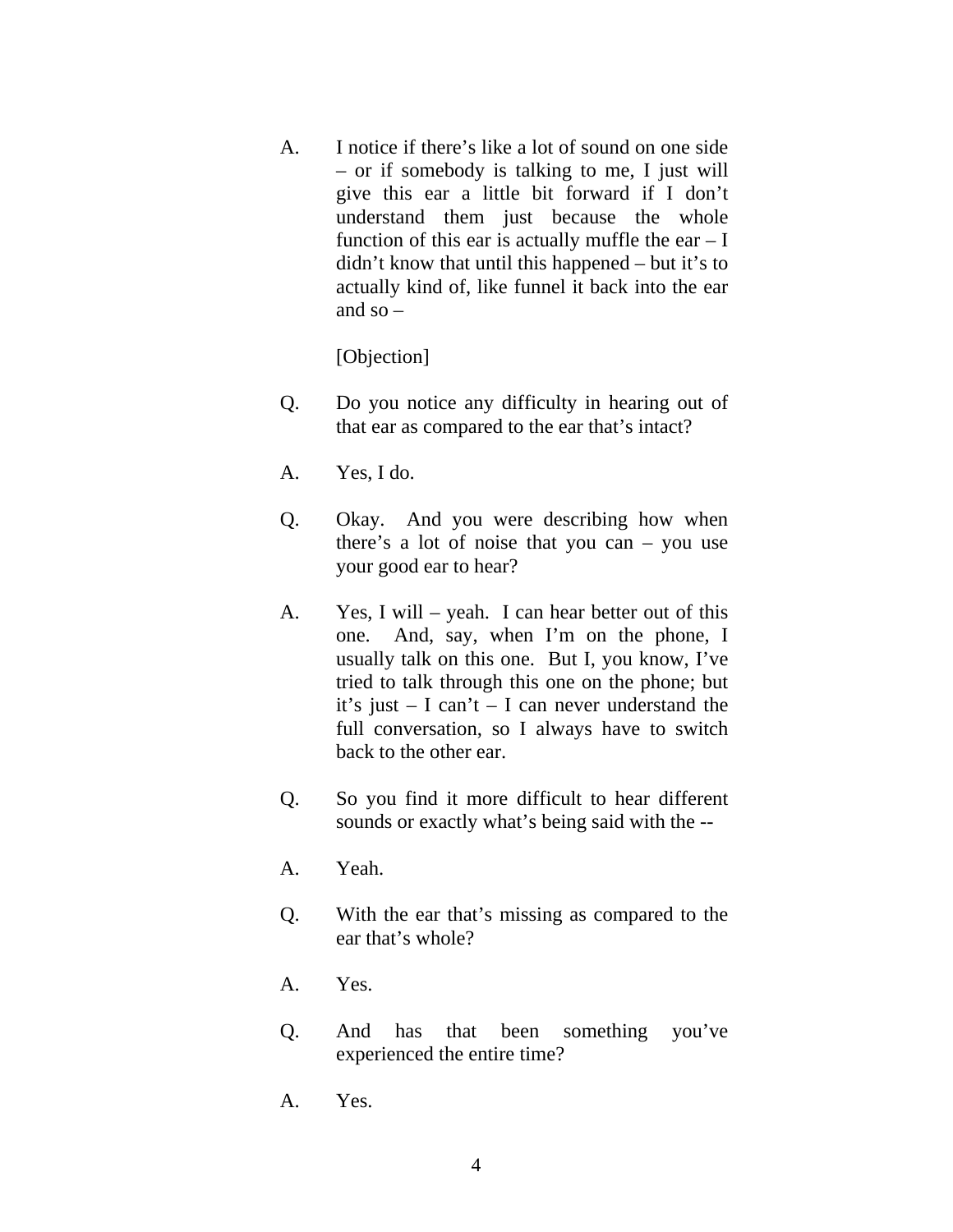A. I notice if there's like a lot of sound on one side – or if somebody is talking to me, I just will give this ear a little bit forward if I don't understand them just because the whole function of this ear is actually muffle the ear – I didn't know that until this happened – but it's to actually kind of, like funnel it back into the ear and so –

[Objection]

Q. Do you notice any difficulty in hearing out of that ear as compared to the ear that's intact?

A. Yes, I do.

Q. Okay. And you were describing how when there's a lot of noise that you can – you use your good ear to hear?

A. Yes, I will – yeah. I can hear better out of this one. And, say, when I'm on the phone, I usually talk on this one. But I, you know, I've tried to talk through this one on the phone; but it's just – I can't – I can never understand the full conversation, so I always have to switch back to the other ear.

Q. So you find it more difficult to hear different sounds or exactly what's being said with the --

A. Yeah.

Q. With the ear that's missing as compared to the ear that's whole?

A. Yes.

Q. And has that been something you've experienced the entire time?

A. Yes.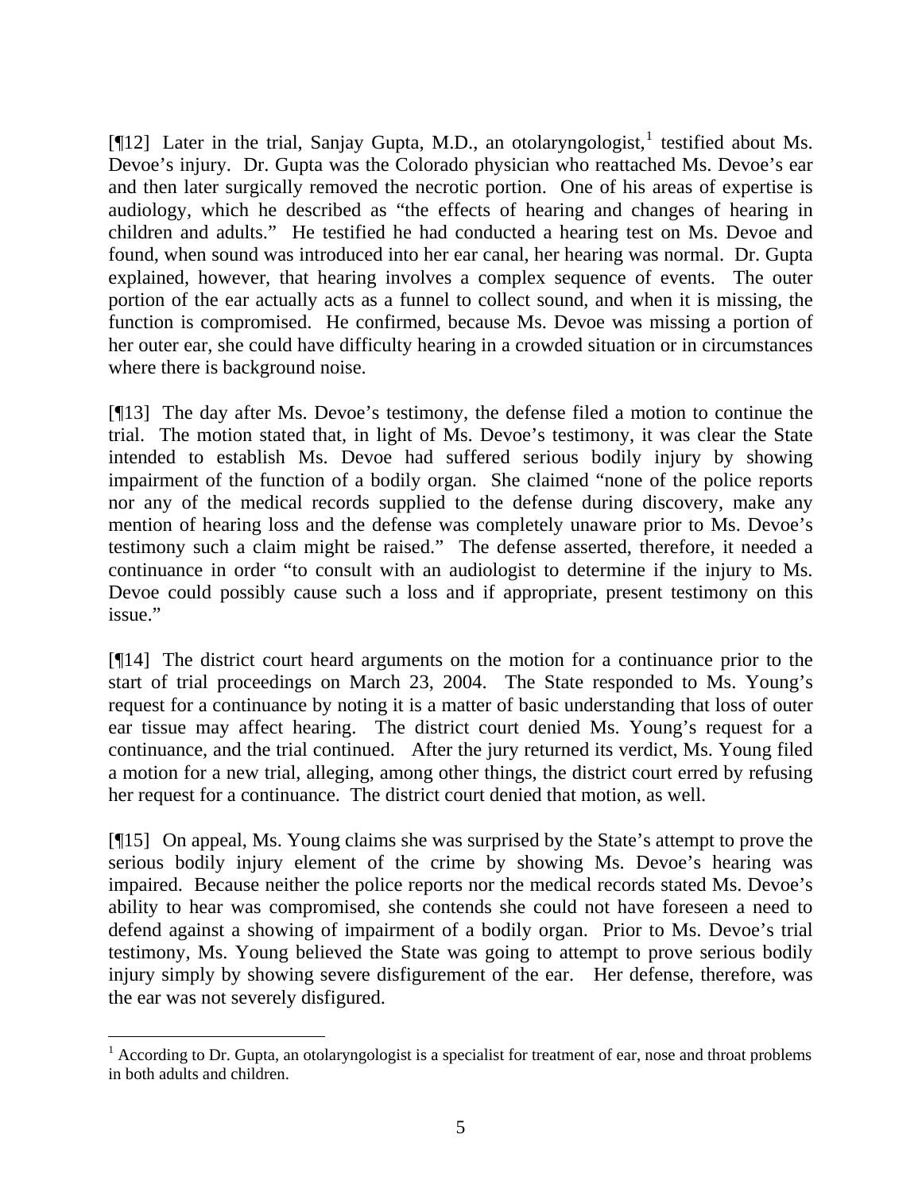[¶12] Later in the trial, Sanjay Gupta, M.D., an otolaryngologist,[1] testified about Ms. Devoe's injury. Dr. Gupta was the Colorado physician who reattached Ms. Devoe's ear and then later surgically removed the necrotic portion. One of his areas of expertise is audiology, which he described as "the effects of hearing and changes of hearing in children and adults." He testified he had conducted a hearing test on Ms. Devoe and found, when sound was introduced into her ear canal, her hearing was normal. Dr. Gupta explained, however, that hearing involves a complex sequence of events. The outer portion of the ear actually acts as a funnel to collect sound, and when it is missing, the function is compromised. He confirmed, because Ms. Devoe was missing a portion of her outer ear, she could have difficulty hearing in a crowded situation or in circumstances where there is background noise.

[¶13] The day after Ms. Devoe's testimony, the defense filed a motion to continue the trial. The motion stated that, in light of Ms. Devoe's testimony, it was clear the State intended to establish Ms. Devoe had suffered serious bodily injury by showing impairment of the function of a bodily organ. She claimed "none of the police reports nor any of the medical records supplied to the defense during discovery, make any mention of hearing loss and the defense was completely unaware prior to Ms. Devoe's testimony such a claim might be raised." The defense asserted, therefore, it needed a continuance in order "to consult with an audiologist to determine if the injury to Ms. Devoe could possibly cause such a loss and if appropriate, present testimony on this issue."

[¶14] The district court heard arguments on the motion for a continuance prior to the start of trial proceedings on March 23, 2004. The State responded to Ms. Young's request for a continuance by noting it is a matter of basic understanding that loss of outer ear tissue may affect hearing. The district court denied Ms. Young's request for a continuance, and the trial continued. After the jury returned its verdict, Ms. Young filed a motion for a new trial, alleging, among other things, the district court erred by refusing her request for a continuance. The district court denied that motion, as well.

[¶15] On appeal, Ms. Young claims she was surprised by the State's attempt to prove the serious bodily injury element of the crime by showing Ms. Devoe's hearing was impaired. Because neither the police reports nor the medical records stated Ms. Devoe's ability to hear was compromised, she contends she could not have foreseen a need to defend against a showing of impairment of a bodily organ. Prior to Ms. Devoe's trial testimony, Ms. Young believed the State was going to attempt to prove serious bodily injury simply by showing severe disfigurement of the ear. Her defense, therefore, was the ear was not severely disfigured.

---

[1] According to Dr. Gupta, an otolaryngologist is a specialist for treatment of ear, nose and throat problems in both adults and children.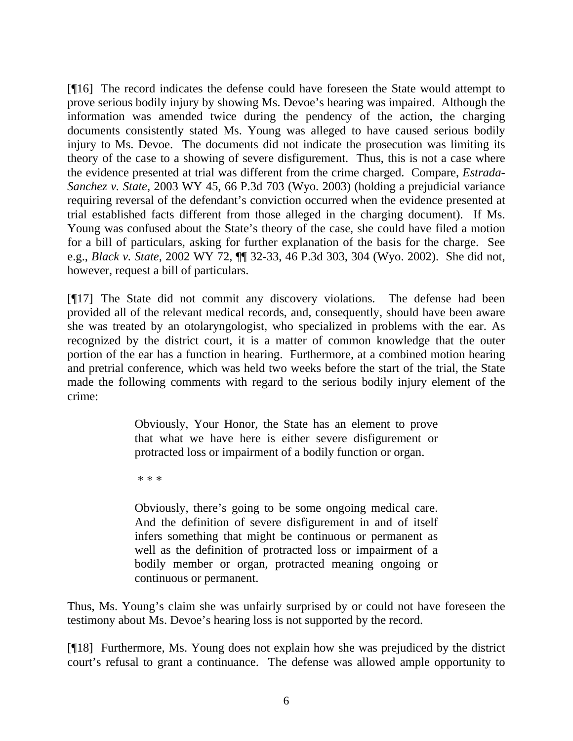[¶16] The record indicates the defense could have foreseen the State would attempt to prove serious bodily injury by showing Ms. Devoe's hearing was impaired. Although the information was amended twice during the pendency of the action, the charging documents consistently stated Ms. Young was alleged to have caused serious bodily injury to Ms. Devoe. The documents did not indicate the prosecution was limiting its theory of the case to a showing of severe disfigurement. Thus, this is not a case where the evidence presented at trial was different from the crime charged. Compare, *Estrada-Sanchez v. State*, 2003 WY 45, 66 P.3d 703 (Wyo. 2003) (holding a prejudicial variance requiring reversal of the defendant's conviction occurred when the evidence presented at trial established facts different from those alleged in the charging document). If Ms. Young was confused about the State's theory of the case, she could have filed a motion for a bill of particulars, asking for further explanation of the basis for the charge. See e.g., *Black v. State*, 2002 WY 72, ¶¶ 32-33, 46 P.3d 303, 304 (Wyo. 2002). She did not, however, request a bill of particulars.

[¶17] The State did not commit any discovery violations. The defense had been provided all of the relevant medical records, and, consequently, should have been aware she was treated by an otolaryngologist, who specialized in problems with the ear. As recognized by the district court, it is a matter of common knowledge that the outer portion of the ear has a function in hearing. Furthermore, at a combined motion hearing and pretrial conference, which was held two weeks before the start of the trial, the State made the following comments with regard to the serious bodily injury element of the crime:

> Obviously, Your Honor, the State has an element to prove that what we have here is either severe disfigurement or protracted loss or impairment of a bodily function or organ.
>
> * * *
>
> Obviously, there's going to be some ongoing medical care. And the definition of severe disfigurement in and of itself infers something that might be continuous or permanent as well as the definition of protracted loss or impairment of a bodily member or organ, protracted meaning ongoing or continuous or permanent.

Thus, Ms. Young's claim she was unfairly surprised by or could not have foreseen the testimony about Ms. Devoe's hearing loss is not supported by the record.

[¶18] Furthermore, Ms. Young does not explain how she was prejudiced by the district court's refusal to grant a continuance. The defense was allowed ample opportunity to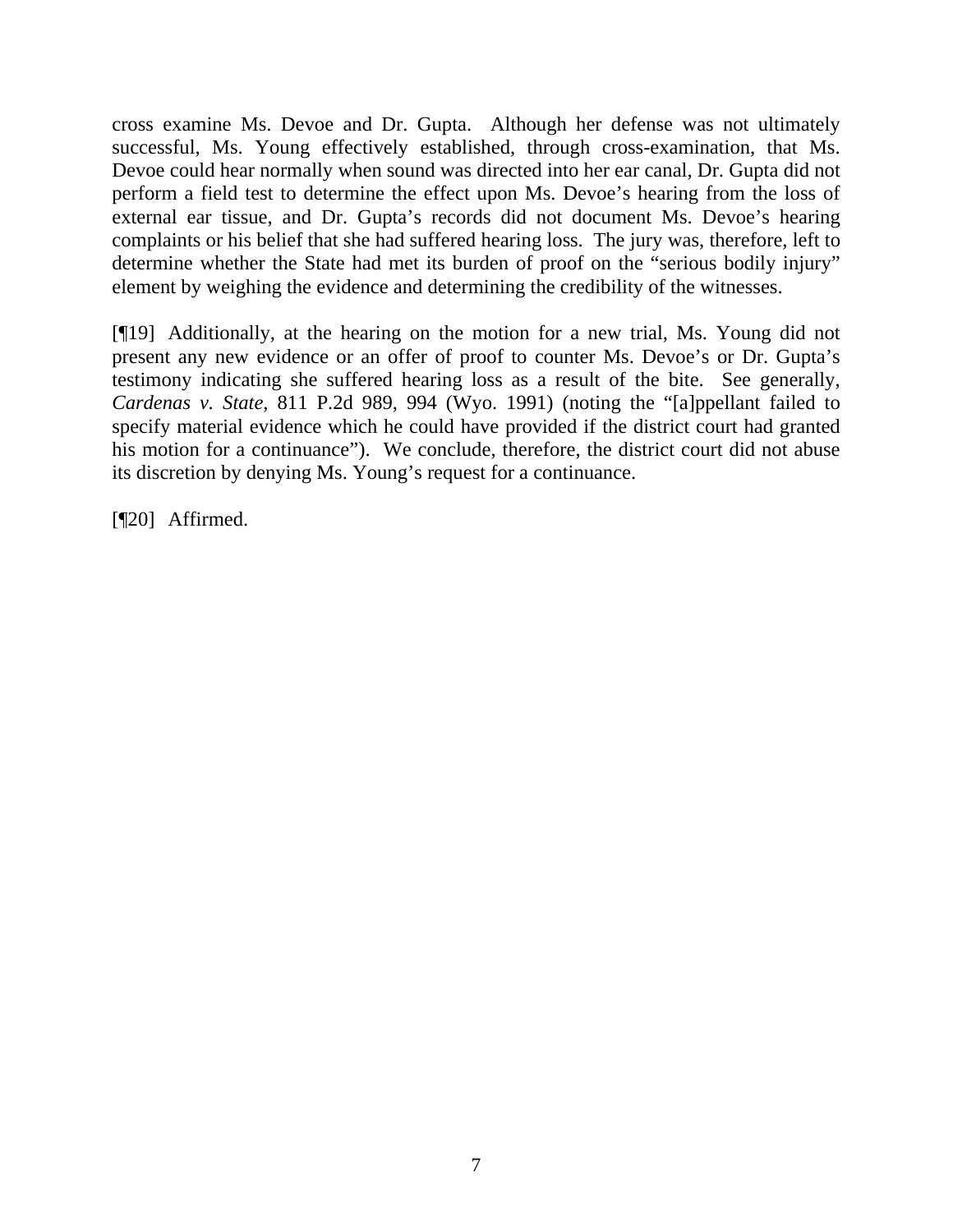cross examine Ms. Devoe and Dr. Gupta. Although her defense was not ultimately successful, Ms. Young effectively established, through cross-examination, that Ms. Devoe could hear normally when sound was directed into her ear canal, Dr. Gupta did not perform a field test to determine the effect upon Ms. Devoe's hearing from the loss of external ear tissue, and Dr. Gupta's records did not document Ms. Devoe's hearing complaints or his belief that she had suffered hearing loss. The jury was, therefore, left to determine whether the State had met its burden of proof on the "serious bodily injury" element by weighing the evidence and determining the credibility of the witnesses.

[¶19] Additionally, at the hearing on the motion for a new trial, Ms. Young did not present any new evidence or an offer of proof to counter Ms. Devoe's or Dr. Gupta's testimony indicating she suffered hearing loss as a result of the bite. See generally, *Cardenas v. State*, 811 P.2d 989, 994 (Wyo. 1991) (noting the "[a]ppellant failed to specify material evidence which he could have provided if the district court had granted his motion for a continuance"). We conclude, therefore, the district court did not abuse its discretion by denying Ms. Young's request for a continuance.

[¶20] Affirmed.